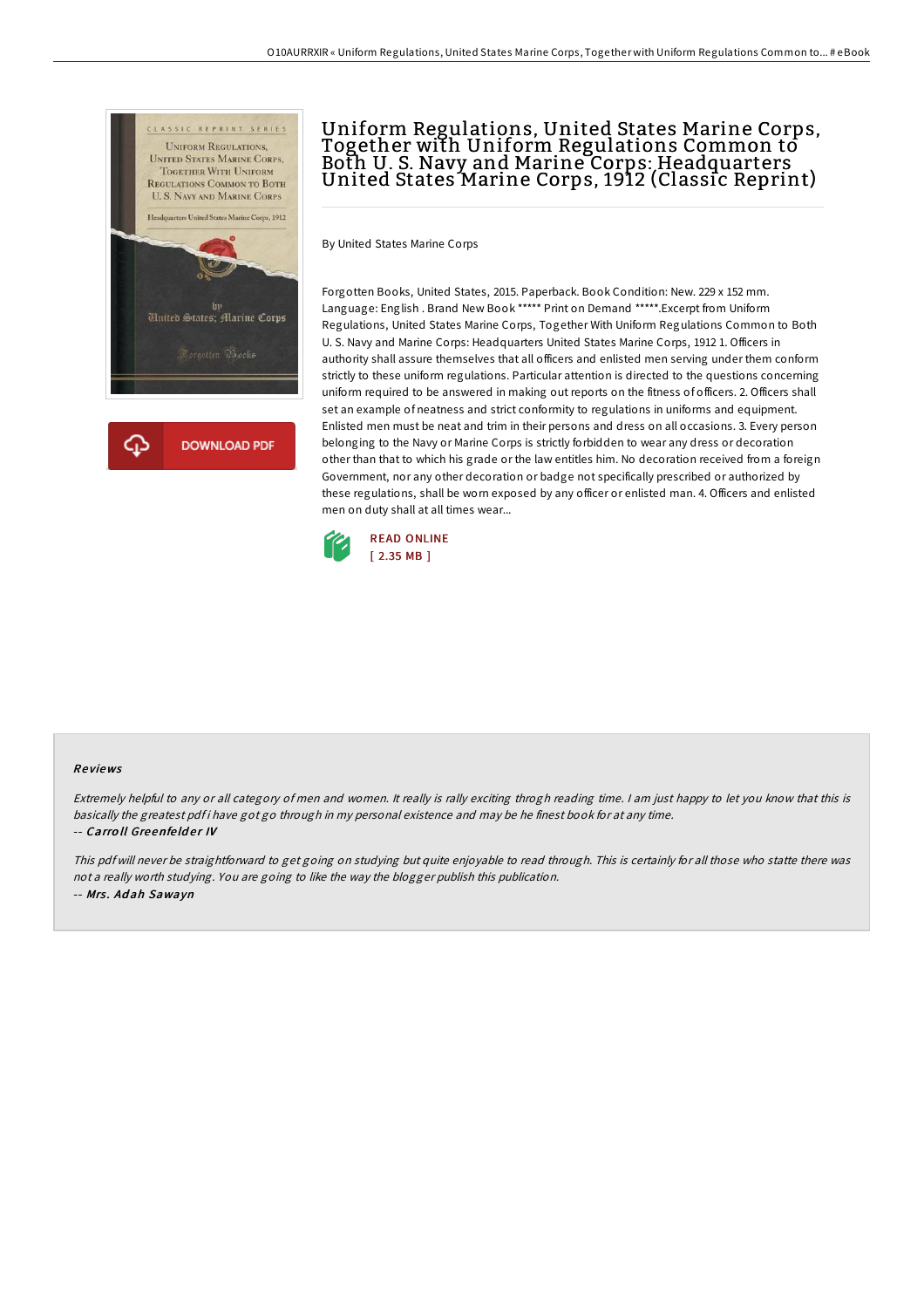# Uniform Regulations, United States Marine Corps, Together with Uniform Regulations Common to Both U. S. Navy and Marine Corps: Headquarters United States Marine Corps, 1912 (Classic Reprint)

By United States Marine Corps

Forgotten Books, United States, 2015. Paperback. Book Condition: New. 229 x 152 mm. Language: English . Brand New Book ***** Print on Demand *****.Excerpt from Uniform Regulations, United States Marine Corps, Together With Uniform Regulations Common to Both U. S. Navy and Marine Corps: Headquarters United States Marine Corps, 1912 1. Officers in authority shall assure themselves that all officers and enlisted men serving under them conform strictly to these uniform regulations. Particular attention is directed to the questions concerning uniform required to be answered in making out reports on the fitness of officers. 2. Officers shall set an example of neatness and strict conformity to regulations in uniforms and equipment. Enlisted men must be neat and trim in their persons and dress on all occasions. 3. Every person belonging to the Navy or Marine Corps is strictly forbidden to wear any dress or decoration other than that to which his grade or the law entitles him. No decoration received from a foreign Government, nor any other decoration or badge not specifically prescribed or authorized by these regulations, shall be worn exposed by any officer or enlisted man. 4. Officers and enlisted men on duty shall at all times wear...

READ ONLINE
[ 2.35 MB ]

## Reviews

*Extremely helpful to any or all category of men and women. It really is rally exciting throgh reading time. I am just happy to let you know that this is basically the greatest pdf i have got go through in my personal existence and may be he finest book for at any time.*

-- ***Carroll Greenfelder IV***

*This pdf will never be straightforward to get going on studying but quite enjoyable to read through. This is certainly for all those who statte there was not a really worth studying. You are going to like the way the blogger publish this publication.*

-- ***Mrs. Adah Sawayn***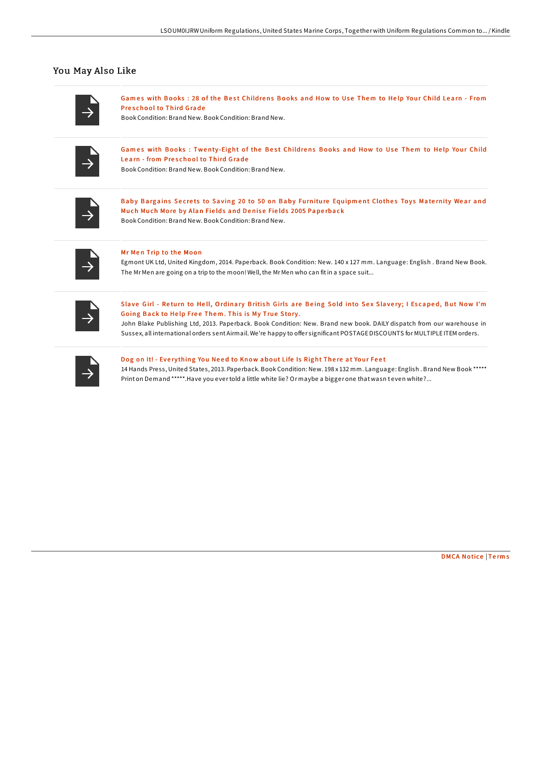## You May Also Like

**Games with Books : 28 of the Best Childrens Books and How to Use Them to Help Your Child Learn - From Preschool to Third Grade**

Book Condition: Brand New. Book Condition: Brand New.

**Games with Books : Twenty-Eight of the Best Childrens Books and How to Use Them to Help Your Child Learn - from Preschool to Third Grade**

Book Condition: Brand New. Book Condition: Brand New.

**Baby Bargains Secrets to Saving 20 to 50 on Baby Furniture Equipment Clothes Toys Maternity Wear and Much Much More by Alan Fields and Denise Fields 2005 Paperback**

Book Condition: Brand New. Book Condition: Brand New.

**Mr Men Trip to the Moon**

Egmont UK Ltd, United Kingdom, 2014. Paperback. Book Condition: New. 140 x 127 mm. Language: English . Brand New Book. The Mr Men are going on a trip to the moon! Well, the Mr Men who can fit in a space suit...

**Slave Girl - Return to Hell, Ordinary British Girls are Being Sold into Sex Slavery; I Escaped, But Now I'm Going Back to Help Free Them. This is My True Story.**

John Blake Publishing Ltd, 2013. Paperback. Book Condition: New. Brand new book. DAILY dispatch from our warehouse in Sussex, all international orders sent Airmail. We're happy to offer significant POSTAGE DISCOUNTS for MULTIPLE ITEM orders.

**Dog on It! - Everything You Need to Know about Life Is Right There at Your Feet**

14 Hands Press, United States, 2013. Paperback. Book Condition: New. 198 x 132 mm. Language: English . Brand New Book ***** Print on Demand *****.Have you ever told a little white lie? Or maybe a bigger one that wasn t even white?...

DMCA Notice | Terms